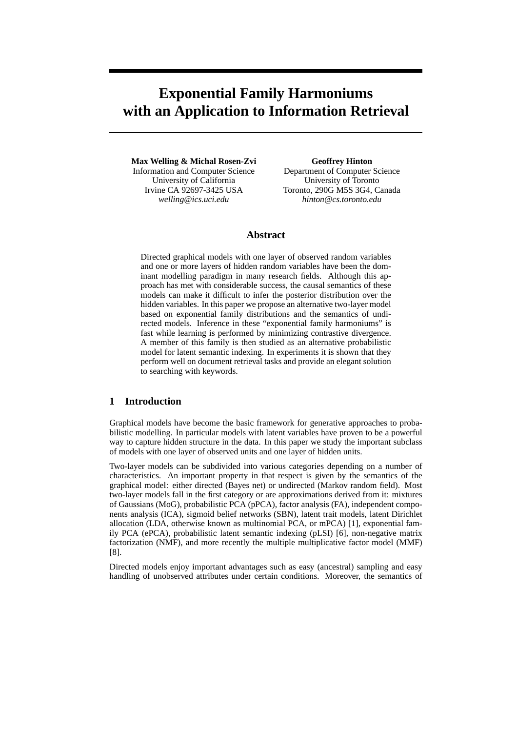# Exponential Family Harmoniums with an Application to Information Retrieval

**Max Welling & Michal Rosen-Zvi**
Information and Computer Science
University of California
Irvine CA 92697-3425 USA
*welling@ics.uci.edu*

**Geoffrey Hinton**
Department of Computer Science
University of Toronto
Toronto, 290G M5S 3G4, Canada
*hinton@cs.toronto.edu*

## Abstract

Directed graphical models with one layer of observed random variables and one or more layers of hidden random variables have been the dominant modelling paradigm in many research fields. Although this approach has met with considerable success, the causal semantics of these models can make it difficult to infer the posterior distribution over the hidden variables. In this paper we propose an alternative two-layer model based on exponential family distributions and the semantics of undirected models. Inference in these "exponential family harmoniums" is fast while learning is performed by minimizing contrastive divergence. A member of this family is then studied as an alternative probabilistic model for latent semantic indexing. In experiments it is shown that they perform well on document retrieval tasks and provide an elegant solution to searching with keywords.

## 1 Introduction

Graphical models have become the basic framework for generative approaches to probabilistic modelling. In particular models with latent variables have proven to be a powerful way to capture hidden structure in the data. In this paper we study the important subclass of models with one layer of observed units and one layer of hidden units.

Two-layer models can be subdivided into various categories depending on a number of characteristics. An important property in that respect is given by the semantics of the graphical model: either directed (Bayes net) or undirected (Markov random field). Most two-layer models fall in the first category or are approximations derived from it: mixtures of Gaussians (MoG), probabilistic PCA (pPCA), factor analysis (FA), independent components analysis (ICA), sigmoid belief networks (SBN), latent trait models, latent Dirichlet allocation (LDA, otherwise known as multinomial PCA, or mPCA) [1], exponential family PCA (ePCA), probabilistic latent semantic indexing (pLSI) [6], non-negative matrix factorization (NMF), and more recently the multiple multiplicative factor model (MMF) [8].

Directed models enjoy important advantages such as easy (ancestral) sampling and easy handling of unobserved attributes under certain conditions. Moreover, the semantics of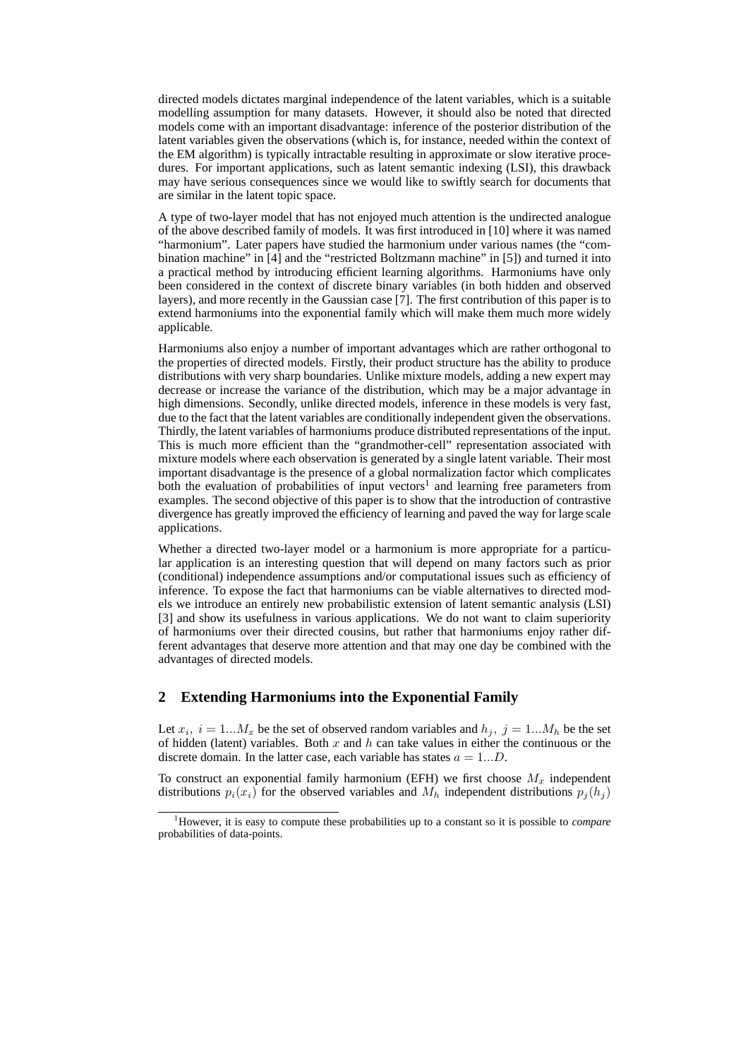directed models dictates marginal independence of the latent variables, which is a suitable modelling assumption for many datasets. However, it should also be noted that directed models come with an important disadvantage: inference of the posterior distribution of the latent variables given the observations (which is, for instance, needed within the context of the EM algorithm) is typically intractable resulting in approximate or slow iterative procedures. For important applications, such as latent semantic indexing (LSI), this drawback may have serious consequences since we would like to swiftly search for documents that are similar in the latent topic space.

A type of two-layer model that has not enjoyed much attention is the undirected analogue of the above described family of models. It was first introduced in [10] where it was named "harmonium". Later papers have studied the harmonium under various names (the "combination machine" in [4] and the "restricted Boltzmann machine" in [5]) and turned it into a practical method by introducing efficient learning algorithms. Harmoniums have only been considered in the context of discrete binary variables (in both hidden and observed layers), and more recently in the Gaussian case [7]. The first contribution of this paper is to extend harmoniums into the exponential family which will make them much more widely applicable.

Harmoniums also enjoy a number of important advantages which are rather orthogonal to the properties of directed models. Firstly, their product structure has the ability to produce distributions with very sharp boundaries. Unlike mixture models, adding a new expert may decrease or increase the variance of the distribution, which may be a major advantage in high dimensions. Secondly, unlike directed models, inference in these models is very fast, due to the fact that the latent variables are conditionally independent given the observations. Thirdly, the latent variables of harmoniums produce distributed representations of the input. This is much more efficient than the "grandmother-cell" representation associated with mixture models where each observation is generated by a single latent variable. Their most important disadvantage is the presence of a global normalization factor which complicates both the evaluation of probabilities of input vectors[1] and learning free parameters from examples. The second objective of this paper is to show that the introduction of contrastive divergence has greatly improved the efficiency of learning and paved the way for large scale applications.

Whether a directed two-layer model or a harmonium is more appropriate for a particular application is an interesting question that will depend on many factors such as prior (conditional) independence assumptions and/or computational issues such as efficiency of inference. To expose the fact that harmoniums can be viable alternatives to directed models we introduce an entirely new probabilistic extension of latent semantic analysis (LSI) [3] and show its usefulness in various applications. We do not want to claim superiority of harmoniums over their directed cousins, but rather that harmoniums enjoy rather different advantages that deserve more attention and that may one day be combined with the advantages of directed models.

## 2 Extending Harmoniums into the Exponential Family

Let $x_i,\ i = 1...M_x$ be the set of observed random variables and $h_j,\ j = 1...M_h$ be the set of hidden (latent) variables. Both $x$ and $h$ can take values in either the continuous or the discrete domain. In the latter case, each variable has states $a = 1...D$.

To construct an exponential family harmonium (EFH) we first choose $M_x$ independent distributions $p_i(x_i)$ for the observed variables and $M_h$ independent distributions $p_j(h_j)$

[1] However, it is easy to compute these probabilities up to a constant so it is possible to *compare* probabilities of data-points.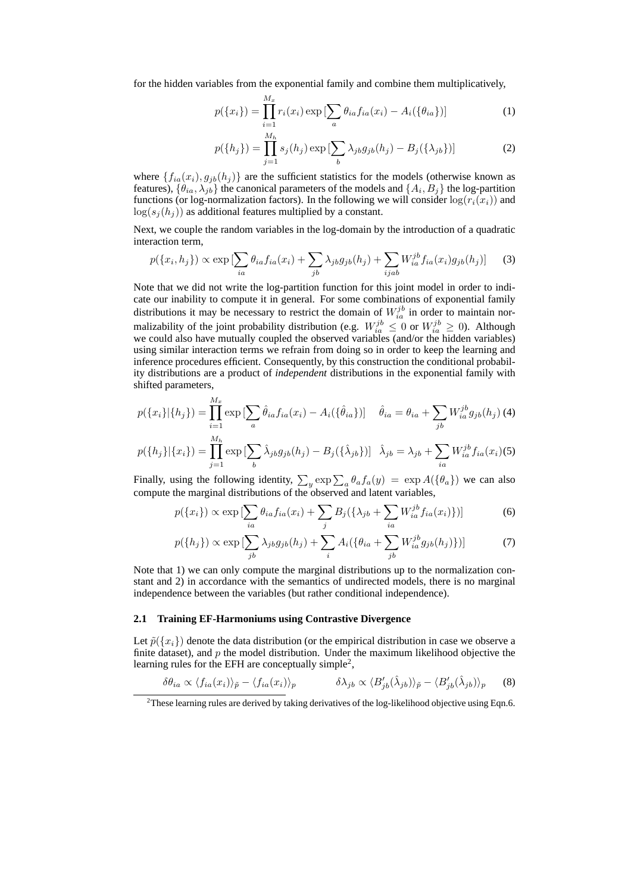for the hidden variables from the exponential family and combine them multiplicatively,

$$p(\{x_i\}) = \prod_{i=1}^{M_x} r_i(x_i) \exp\,[\sum_a \theta_{ia} f_{ia}(x_i) - A_i(\{\theta_{ia}\})] \tag{1}$$

$$p(\{h_j\}) = \prod_{j=1}^{M_h} s_j(h_j) \exp\,[\sum_b \lambda_{jb} g_{jb}(h_j) - B_j(\{\lambda_{jb}\})] \tag{2}$$

where $\{f_{ia}(x_i), g_{jb}(h_j)\}$ are the sufficient statistics for the models (otherwise known as features), $\{\theta_{ia}, \lambda_{jb}\}$ the canonical parameters of the models and $\{A_i, B_j\}$ the log-partition functions (or log-normalization factors). In the following we will consider $\log(r_i(x_i))$ and $\log(s_j(h_j))$ as additional features multiplied by a constant.

Next, we couple the random variables in the log-domain by the introduction of a quadratic interaction term,

$$p(\{x_i, h_j\}) \propto \exp\,[\sum_{ia} \theta_{ia} f_{ia}(x_i) + \sum_{jb} \lambda_{jb} g_{jb}(h_j) + \sum_{ijab} W_{ia}^{jb} f_{ia}(x_i) g_{jb}(h_j)] \tag{3}$$

Note that we did not write the log-partition function for this joint model in order to indicate our inability to compute it in general. For some combinations of exponential family distributions it may be necessary to restrict the domain of $W_{ia}^{jb}$ in order to maintain normalizability of the joint probability distribution (e.g. $W_{ia}^{jb} \leq 0$ or $W_{ia}^{jb} \geq 0$). Although we could also have mutually coupled the observed variables (and/or the hidden variables) using similar interaction terms we refrain from doing so in order to keep the learning and inference procedures efficient. Consequently, by this construction the conditional probability distributions are a product of *independent* distributions in the exponential family with shifted parameters,

$$p(\{x_i\}|\{h_j\}) = \prod_{i=1}^{M_x} \exp\,[\sum_a \hat{\theta}_{ia} f_{ia}(x_i) - A_i(\{\hat{\theta}_{ia}\})] \quad \hat{\theta}_{ia} = \theta_{ia} + \sum_{jb} W_{ia}^{jb} g_{jb}(h_j) \tag{4}$$

$$p(\{h_j\}|\{x_i\}) = \prod_{j=1}^{M_h} \exp\,[\sum_b \hat{\lambda}_{jb} g_{jb}(h_j) - B_j(\{\hat{\lambda}_{jb}\})] \quad \hat{\lambda}_{jb} = \lambda_{jb} + \sum_{ia} W_{ia}^{jb} f_{ia}(x_i) \tag{5}$$

Finally, using the following identity, $\sum_y \exp \sum_a \theta_a f_a(y) = \exp A(\{\theta_a\})$ we can also compute the marginal distributions of the observed and latent variables,

$$p(\{x_i\}) \propto \exp\,[\sum_{ia} \theta_{ia} f_{ia}(x_i) + \sum_j B_j(\{\lambda_{jb} + \sum_{ia} W_{ia}^{jb} f_{ia}(x_i)\})] \tag{6}$$

$$p(\{h_j\}) \propto \exp\,[\sum_{jb} \lambda_{jb} g_{jb}(h_j) + \sum_i A_i(\{\theta_{ia} + \sum_{jb} W_{ia}^{jb} g_{jb}(h_j)\})] \tag{7}$$

Note that 1) we can only compute the marginal distributions up to the normalization constant and 2) in accordance with the semantics of undirected models, there is no marginal independence between the variables (but rather conditional independence).

### 2.1 Training EF-Harmoniums using Contrastive Divergence

Let $\tilde{p}(\{x_i\})$ denote the data distribution (or the empirical distribution in case we observe a finite dataset), and $p$ the model distribution. Under the maximum likelihood objective the learning rules for the EFH are conceptually simple[2],

$$\delta\theta_{ia} \propto \langle f_{ia}(x_i)\rangle_{\tilde{p}} - \langle f_{ia}(x_i)\rangle_{p} \qquad \delta\lambda_{jb} \propto \langle B'_{jb}(\hat{\lambda}_{jb})\rangle_{\tilde{p}} - \langle B'_{jb}(\hat{\lambda}_{jb})\rangle_{p} \tag{8}$$

[2] These learning rules are derived by taking derivatives of the log-likelihood objective using Eqn.6.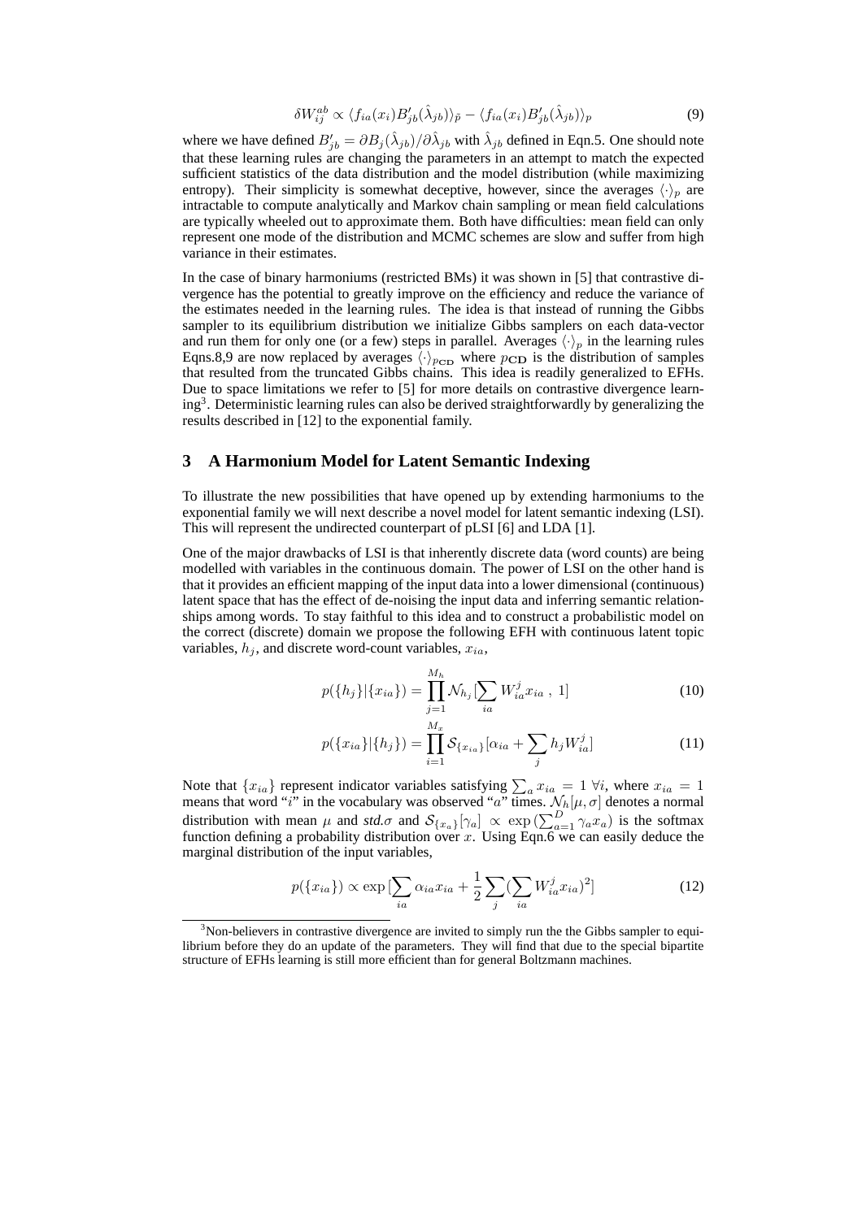$$\delta W_{ij}^{ab} \propto \langle f_{ia}(x_i) B'_{jb}(\hat{\lambda}_{jb}) \rangle_{\tilde{p}} - \langle f_{ia}(x_i) B'_{jb}(\hat{\lambda}_{jb}) \rangle_{p} \tag{9}$$

where we have defined $B'_{jb} = \partial B_j(\hat{\lambda}_{jb}) / \partial \hat{\lambda}_{jb}$ with $\hat{\lambda}_{jb}$ defined in Eqn.5. One should note that these learning rules are changing the parameters in an attempt to match the expected sufficient statistics of the data distribution and the model distribution (while maximizing entropy). Their simplicity is somewhat deceptive, however, since the averages $\langle \cdot \rangle_p$ are intractable to compute analytically and Markov chain sampling or mean field calculations are typically wheeled out to approximate them. Both have difficulties: mean field can only represent one mode of the distribution and MCMC schemes are slow and suffer from high variance in their estimates.

In the case of binary harmoniums (restricted BMs) it was shown in [5] that contrastive divergence has the potential to greatly improve on the efficiency and reduce the variance of the estimates needed in the learning rules. The idea is that instead of running the Gibbs sampler to its equilibrium distribution we initialize Gibbs samplers on each data-vector and run them for only one (or a few) steps in parallel. Averages $\langle \cdot \rangle_p$ in the learning rules Eqns.8,9 are now replaced by averages $\langle \cdot \rangle_{p_{\mathbf{CD}}}$ where $p_{\mathbf{CD}}$ is the distribution of samples that resulted from the truncated Gibbs chains. This idea is readily generalized to EFHs. Due to space limitations we refer to [5] for more details on contrastive divergence learning[3]. Deterministic learning rules can also be derived straightforwardly by generalizing the results described in [12] to the exponential family.

## 3 A Harmonium Model for Latent Semantic Indexing

To illustrate the new possibilities that have opened up by extending harmoniums to the exponential family we will next describe a novel model for latent semantic indexing (LSI). This will represent the undirected counterpart of pLSI [6] and LDA [1].

One of the major drawbacks of LSI is that inherently discrete data (word counts) are being modelled with variables in the continuous domain. The power of LSI on the other hand is that it provides an efficient mapping of the input data into a lower dimensional (continuous) latent space that has the effect of de-noising the input data and inferring semantic relationships among words. To stay faithful to this idea and to construct a probabilistic model on the correct (discrete) domain we propose the following EFH with continuous latent topic variables, $h_j$, and discrete word-count variables, $x_{ia}$,

$$p(\{h_j\}|\{x_{ia}\}) = \prod_{j=1}^{M_h} \mathcal{N}_{h_j}[\sum_{ia} W_{ia}^j x_{ia}\ ,\ 1] \tag{10}$$

$$p(\{x_{ia}\}|\{h_j\}) = \prod_{i=1}^{M_x} \mathcal{S}_{\{x_{ia}\}}[\alpha_{ia} + \sum_j h_j W_{ia}^j] \tag{11}$$

Note that $\{x_{ia}\}$ represent indicator variables satisfying $\sum_a x_{ia} = 1\ \forall i$, where $x_{ia} = 1$ means that word "$i$" in the vocabulary was observed "$a$" times. $\mathcal{N}_h[\mu, \sigma]$ denotes a normal distribution with mean $\mu$ and *std.*$\sigma$ and $\mathcal{S}_{\{x_a\}}[\gamma_a] \propto \exp(\sum_{a=1}^{D} \gamma_a x_a)$ is the softmax function defining a probability distribution over $x$. Using Eqn.6 we can easily deduce the marginal distribution of the input variables,

$$p(\{x_{ia}\}) \propto \exp[\sum_{ia} \alpha_{ia} x_{ia} + \frac{1}{2} \sum_j (\sum_{ia} W_{ia}^j x_{ia})^2] \tag{12}$$

[3] Non-believers in contrastive divergence are invited to simply run the the Gibbs sampler to equilibrium before they do an update of the parameters. They will find that due to the special bipartite structure of EFHs learning is still more efficient than for general Boltzmann machines.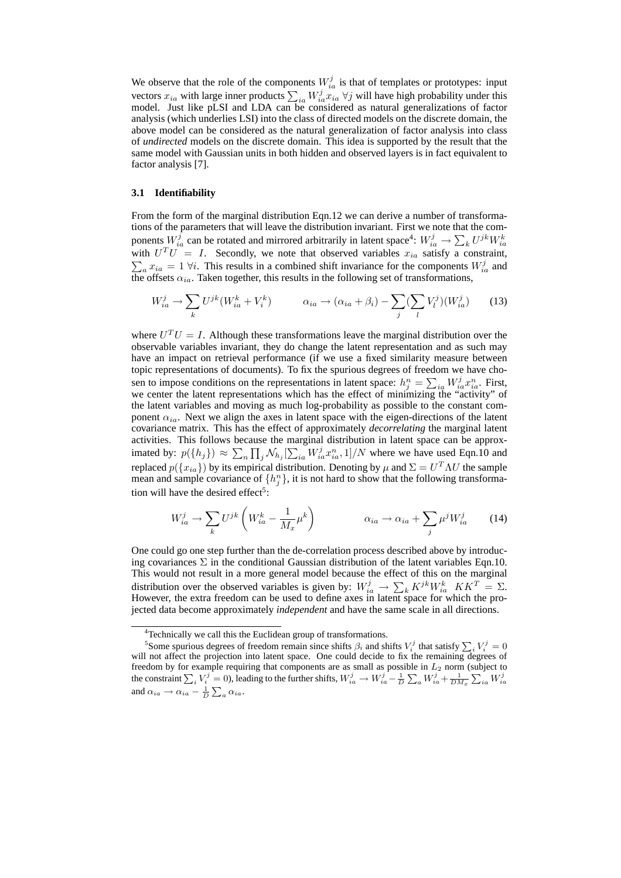We observe that the role of the components $W_{ia}^j$ is that of templates or prototypes: input vectors $x_{ia}$ with large inner products $\sum_{ia} W_{ia}^j x_{ia} \; \forall j$ will have high probability under this model. Just like pLSI and LDA can be considered as natural generalizations of factor analysis (which underlies LSI) into the class of directed models on the discrete domain, the above model can be considered as the natural generalization of factor analysis into class of *undirected* models on the discrete domain. This idea is supported by the result that the same model with Gaussian units in both hidden and observed layers is in fact equivalent to factor analysis [7].

### 3.1 Identifiability

From the form of the marginal distribution Eqn.12 we can derive a number of transformations of the parameters that will leave the distribution invariant. First we note that the components $W_{ia}^j$ can be rotated and mirrored arbitrarily in latent space[4]: $W_{ia}^j \to \sum_k U^{jk} W_{ia}^k$ with $U^T U = I$. Secondly, we note that observed variables $x_{ia}$ satisfy a constraint, $\sum_a x_{ia} = 1 \; \forall i$. This results in a combined shift invariance for the components $W_{ia}^j$ and the offsets $\alpha_{ia}$. Taken together, this results in the following set of transformations,

$$W_{ia}^j \to \sum_k U^{jk}(W_{ia}^k + V_i^k) \qquad \alpha_{ia} \to (\alpha_{ia} + \beta_i) - \sum_j (\sum_l V_l^j)(W_{ia}^j) \tag{13}$$

where $U^T U = I$. Although these transformations leave the marginal distribution over the observable variables invariant, they do change the latent representation and as such may have an impact on retrieval performance (if we use a fixed similarity measure between topic representations of documents). To fix the spurious degrees of freedom we have chosen to impose conditions on the representations in latent space: $h_j^n = \sum_{ia} W_{ia}^j x_{ia}^n$. First, we center the latent representations which has the effect of minimizing the "activity" of the latent variables and moving as much log-probability as possible to the constant component $\alpha_{ia}$. Next we align the axes in latent space with the eigen-directions of the latent covariance matrix. This has the effect of approximately *decorrelating* the marginal latent activities. This follows because the marginal distribution in latent space can be approximated by: $p(\{h_j\}) \approx \sum_n \prod_j \mathcal{N}_{h_j}[\sum_{ia} W_{ia}^j x_{ia}^n, 1]/N$ where we have used Eqn.10 and replaced $p(\{x_{ia}\})$ by its empirical distribution. Denoting by $\mu$ and $\Sigma = U^T \Lambda U$ the sample mean and sample covariance of $\{h_j^n\}$, it is not hard to show that the following transformation will have the desired effect[5]:

$$W_{ia}^j \to \sum_k U^{jk}\left(W_{ia}^k - \frac{1}{M_x}\mu^k\right) \qquad \alpha_{ia} \to \alpha_{ia} + \sum_j \mu^j W_{ia}^j \tag{14}$$

One could go one step further than the de-correlation process described above by introducing covariances $\Sigma$ in the conditional Gaussian distribution of the latent variables Eqn.10. This would not result in a more general model because the effect of this on the marginal distribution over the observed variables is given by: $W_{ia}^j \to \sum_k K^{jk} W_{ia}^k \;\; KK^T = \Sigma$. However, the extra freedom can be used to define axes in latent space for which the projected data become approximately *independent* and have the same scale in all directions.

---

[4] Technically we call this the Euclidean group of transformations.

[5] Some spurious degrees of freedom remain since shifts $\beta_i$ and shifts $V_i^j$ that satisfy $\sum_i V_i^j = 0$ will not affect the projection into latent space. One could decide to fix the remaining degrees of freedom by for example requiring that components are as small as possible in $L_2$ norm (subject to the constraint $\sum_i V_i^j = 0$), leading to the further shifts, $W_{ia}^j \to W_{ia}^j - \frac{1}{D}\sum_a W_{ia}^j + \frac{1}{DM_x}\sum_{ia} W_{ia}^j$ and $\alpha_{ia} \to \alpha_{ia} - \frac{1}{D}\sum_a \alpha_{ia}$.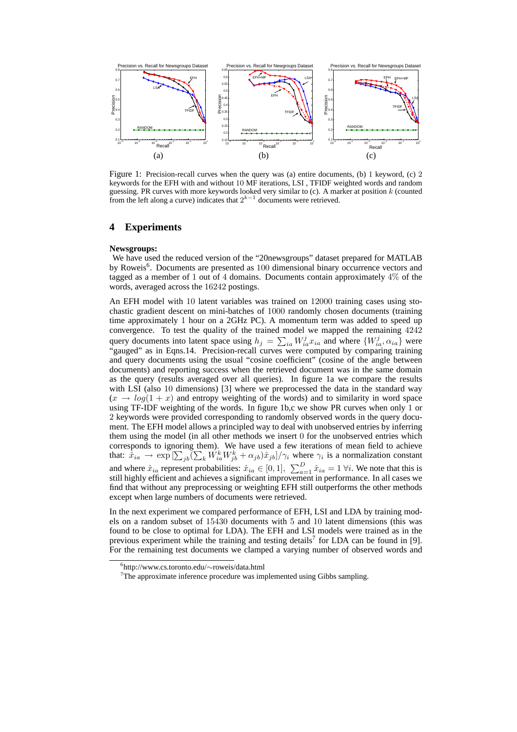Figure 1: Precision-recall curves when the query was (a) entire documents, (b) 1 keyword, (c) 2 keywords for the EFH with and without 10 MF iterations, LSI , TFIDF weighted words and random guessing. PR curves with more keywords looked very similar to (c). A marker at position $k$ (counted from the left along a curve) indicates that $2^{k-1}$ documents were retrieved.

## 4 Experiments

**Newsgroups:**

We have used the reduced version of the "20newsgroups" dataset prepared for MATLAB by Roweis[6]. Documents are presented as 100 dimensional binary occurrence vectors and tagged as a member of 1 out of 4 domains. Documents contain approximately 4% of the words, averaged across the 16242 postings.

An EFH model with 10 latent variables was trained on 12000 training cases using stochastic gradient descent on mini-batches of 1000 randomly chosen documents (training time approximately 1 hour on a 2GHz PC). A momentum term was added to speed up convergence. To test the quality of the trained model we mapped the remaining 4242 query documents into latent space using $h_j = \sum_{ia} W^j_{ia} x_{ia}$ and where $\{W^j_{ia}, \alpha_{ia}\}$ were "gauged" as in Eqns.14. Precision-recall curves were computed by comparing training and query documents using the usual "cosine coefficient" (cosine of the angle between documents) and reporting success when the retrieved document was in the same domain as the query (results averaged over all queries). In figure 1a we compare the results with LSI (also 10 dimensions) [3] where we preprocessed the data in the standard way ($x \rightarrow log(1 + x)$ and entropy weighting of the words) and to similarity in word space using TF-IDF weighting of the words. In figure 1b,c we show PR curves when only 1 or 2 keywords were provided corresponding to randomly observed words in the query document. The EFH model allows a principled way to deal with unobserved entries by inferring them using the model (in all other methods we insert 0 for the unobserved entries which corresponds to ignoring them). We have used a few iterations of mean field to achieve that: $\hat{x}_{ia} \rightarrow \exp\left[\sum_{jb}(\sum_k W^k_{ia} W^k_{jb} + \alpha_{jb})\hat{x}_{jb}\right]/\gamma_i$ where $\gamma_i$ is a normalization constant and where $\hat{x}_{ia}$ represent probabilities: $\hat{x}_{ia} \in [0, 1], \ \sum_{a=1}^{D} \hat{x}_{ia} = 1 \ \forall i$. We note that this is still highly efficient and achieves a significant improvement in performance. In all cases we find that without any preprocessing or weighting EFH still outperforms the other methods except when large numbers of documents were retrieved.

In the next experiment we compared performance of EFH, LSI and LDA by training models on a random subset of 15430 documents with 5 and 10 latent dimensions (this was found to be close to optimal for LDA). The EFH and LSI models were trained as in the previous experiment while the training and testing details[7] for LDA can be found in [9]. For the remaining test documents we clamped a varying number of observed words and

[6] http://www.cs.toronto.edu/∼roweis/data.html

[7] The approximate inference procedure was implemented using Gibbs sampling.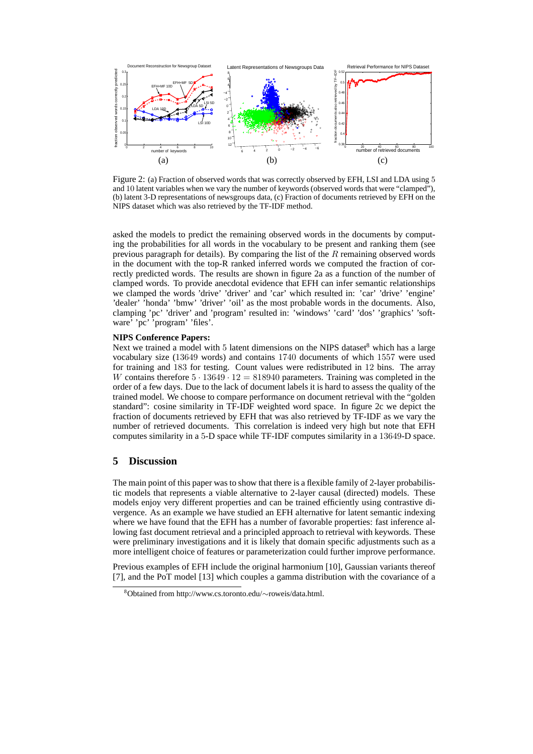Figure 2: (a) Fraction of observed words that was correctly observed by EFH, LSI and LDA using 5 and 10 latent variables when we vary the number of keywords (observed words that were "clamped"), (b) latent 3-D representations of newsgroups data, (c) Fraction of documents retrieved by EFH on the NIPS dataset which was also retrieved by the TF-IDF method.

asked the models to predict the remaining observed words in the documents by computing the probabilities for all words in the vocabulary to be present and ranking them (see previous paragraph for details). By comparing the list of the $R$ remaining observed words in the document with the top-R ranked inferred words we computed the fraction of correctly predicted words. The results are shown in figure 2a as a function of the number of clamped words. To provide anecdotal evidence that EFH can infer semantic relationships we clamped the words 'drive' 'driver' and 'car' which resulted in: 'car' 'drive' 'engine' 'dealer' 'honda' 'bmw' 'driver' 'oil' as the most probable words in the documents. Also, clamping 'pc' 'driver' and 'program' resulted in: 'windows' 'card' 'dos' 'graphics' 'software' 'pc' 'program' 'files'.

**NIPS Conference Papers:**
Next we trained a model with 5 latent dimensions on the NIPS dataset[8] which has a large vocabulary size (13649 words) and contains 1740 documents of which 1557 were used for training and 183 for testing. Count values were redistributed in 12 bins. The array $W$ contains therefore $5 \cdot 13649 \cdot 12 = 818940$ parameters. Training was completed in the order of a few days. Due to the lack of document labels it is hard to assess the quality of the trained model. We choose to compare performance on document retrieval with the "golden standard": cosine similarity in TF-IDF weighted word space. In figure 2c we depict the fraction of documents retrieved by EFH that was also retrieved by TF-IDF as we vary the number of retrieved documents. This correlation is indeed very high but note that EFH computes similarity in a 5-D space while TF-IDF computes similarity in a 13649-D space.

## 5 Discussion

The main point of this paper was to show that there is a flexible family of 2-layer probabilistic models that represents a viable alternative to 2-layer causal (directed) models. These models enjoy very different properties and can be trained efficiently using contrastive divergence. As an example we have studied an EFH alternative for latent semantic indexing where we have found that the EFH has a number of favorable properties: fast inference allowing fast document retrieval and a principled approach to retrieval with keywords. These were preliminary investigations and it is likely that domain specific adjustments such as a more intelligent choice of features or parameterization could further improve performance.

Previous examples of EFH include the original harmonium [10], Gaussian variants thereof [7], and the PoT model [13] which couples a gamma distribution with the covariance of a

[8] Obtained from http://www.cs.toronto.edu/∼roweis/data.html.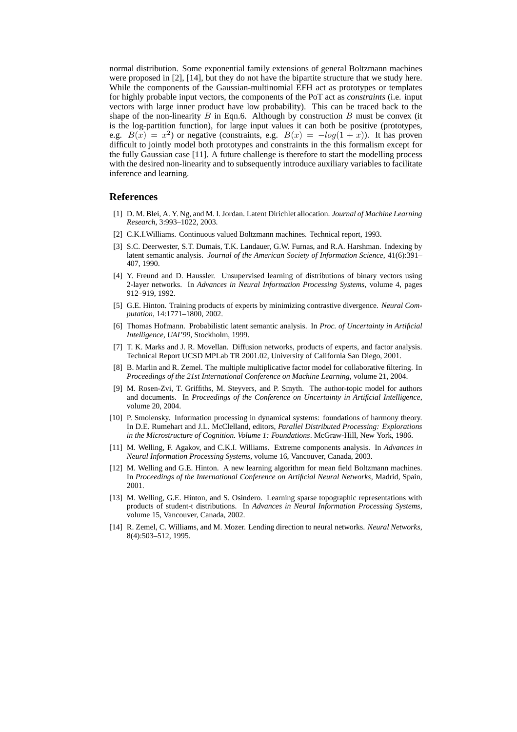normal distribution. Some exponential family extensions of general Boltzmann machines were proposed in [2], [14], but they do not have the bipartite structure that we study here. While the components of the Gaussian-multinomial EFH act as prototypes or templates for highly probable input vectors, the components of the PoT act as *constraints* (i.e. input vectors with large inner product have low probability). This can be traced back to the shape of the non-linearity $B$ in Eqn.6. Although by construction $B$ must be convex (it is the log-partition function), for large input values it can both be positive (prototypes, e.g. $B(x) = x^2$) or negative (constraints, e.g. $B(x) = -log(1 + x)$). It has proven difficult to jointly model both prototypes and constraints in the this formalism except for the fully Gaussian case [11]. A future challenge is therefore to start the modelling process with the desired non-linearity and to subsequently introduce auxiliary variables to facilitate inference and learning.

## References

[1] D. M. Blei, A. Y. Ng, and M. I. Jordan. Latent Dirichlet allocation. *Journal of Machine Learning Research*, 3:993–1022, 2003.

[2] C.K.I.Williams. Continuous valued Boltzmann machines. Technical report, 1993.

[3] S.C. Deerwester, S.T. Dumais, T.K. Landauer, G.W. Furnas, and R.A. Harshman. Indexing by latent semantic analysis. *Journal of the American Society of Information Science*, 41(6):391–407, 1990.

[4] Y. Freund and D. Haussler. Unsupervised learning of distributions of binary vectors using 2-layer networks. In *Advances in Neural Information Processing Systems*, volume 4, pages 912–919, 1992.

[5] G.E. Hinton. Training products of experts by minimizing contrastive divergence. *Neural Computation*, 14:1771–1800, 2002.

[6] Thomas Hofmann. Probabilistic latent semantic analysis. In *Proc. of Uncertainty in Artificial Intelligence, UAI'99*, Stockholm, 1999.

[7] T. K. Marks and J. R. Movellan. Diffusion networks, products of experts, and factor analysis. Technical Report UCSD MPLab TR 2001.02, University of California San Diego, 2001.

[8] B. Marlin and R. Zemel. The multiple multiplicative factor model for collaborative filtering. In *Proceedings of the 21st International Conference on Machine Learning*, volume 21, 2004.

[9] M. Rosen-Zvi, T. Griffiths, M. Steyvers, and P. Smyth. The author-topic model for authors and documents. In *Proceedings of the Conference on Uncertainty in Artificial Intelligence*, volume 20, 2004.

[10] P. Smolensky. Information processing in dynamical systems: foundations of harmony theory. In D.E. Rumehart and J.L. McClelland, editors, *Parallel Distributed Processing: Explorations in the Microstructure of Cognition. Volume 1: Foundations*. McGraw-Hill, New York, 1986.

[11] M. Welling, F. Agakov, and C.K.I. Williams. Extreme components analysis. In *Advances in Neural Information Processing Systems*, volume 16, Vancouver, Canada, 2003.

[12] M. Welling and G.E. Hinton. A new learning algorithm for mean field Boltzmann machines. In *Proceedings of the International Conference on Artificial Neural Networks*, Madrid, Spain, 2001.

[13] M. Welling, G.E. Hinton, and S. Osindero. Learning sparse topographic representations with products of student-t distributions. In *Advances in Neural Information Processing Systems*, volume 15, Vancouver, Canada, 2002.

[14] R. Zemel, C. Williams, and M. Mozer. Lending direction to neural networks. *Neural Networks*, 8(4):503–512, 1995.